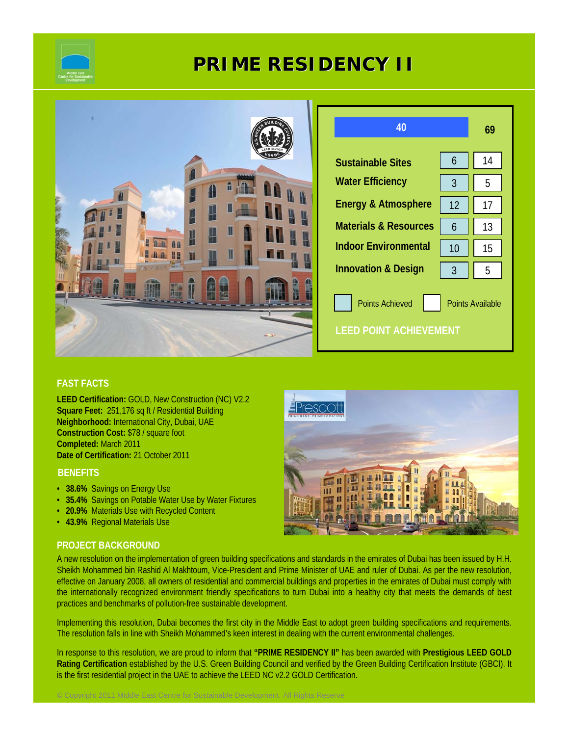# PRIME RESIDENCY II

| LEED POINT ACHIEVEMENT | Points Achieved | Points Available |
|---|---|---|
| Total | 40 | 69 |
| Sustainable Sites | 6 | 14 |
| Water Efficiency | 3 | 5 |
| Energy & Atmosphere | 12 | 17 |
| Materials & Resources | 6 | 13 |
| Indoor Environmental | 10 | 15 |
| Innovation & Design | 3 | 5 |

## FAST FACTS

**LEED Certification:** GOLD, New Construction (NC) V2.2
**Square Feet:** 251,176 sq ft / Residential Building
**Neighborhood:** International City, Dubai, UAE
**Construction Cost:** $78 / square foot
**Completed:** March 2011
**Date of Certification:** 21 October 2011

## BENEFITS

- **38.6%** Savings on Energy Use
- **35.4%** Savings on Potable Water Use by Water Fixtures
- **20.9%** Materials Use with Recycled Content
- **43.9%** Regional Materials Use

## PROJECT BACKGROUND

A new resolution on the implementation of green building specifications and standards in the emirates of Dubai has been issued by H.H. Sheikh Mohammed bin Rashid Al Makhtoum, Vice-President and Prime Minister of UAE and ruler of Dubai. As per the new resolution, effective on January 2008, all owners of residential and commercial buildings and properties in the emirates of Dubai must comply with the internationally recognized environment friendly specifications to turn Dubai into a healthy city that meets the demands of best practices and benchmarks of pollution-free sustainable development.

Implementing this resolution, Dubai becomes the first city in the Middle East to adopt green building specifications and requirements. The resolution falls in line with Sheikh Mohammed's keen interest in dealing with the current environmental challenges.

In response to this resolution, we are proud to inform that **"PRIME RESIDENCY II"** has been awarded with **Prestigious LEED GOLD Rating Certification** established by the U.S. Green Building Council and verified by the Green Building Certification Institute (GBCI). It is the first residential project in the UAE to achieve the LEED NC v2.2 GOLD Certification.

© Copyright 2011 Middle East Centre for Sustainable Development. All Rights Reserve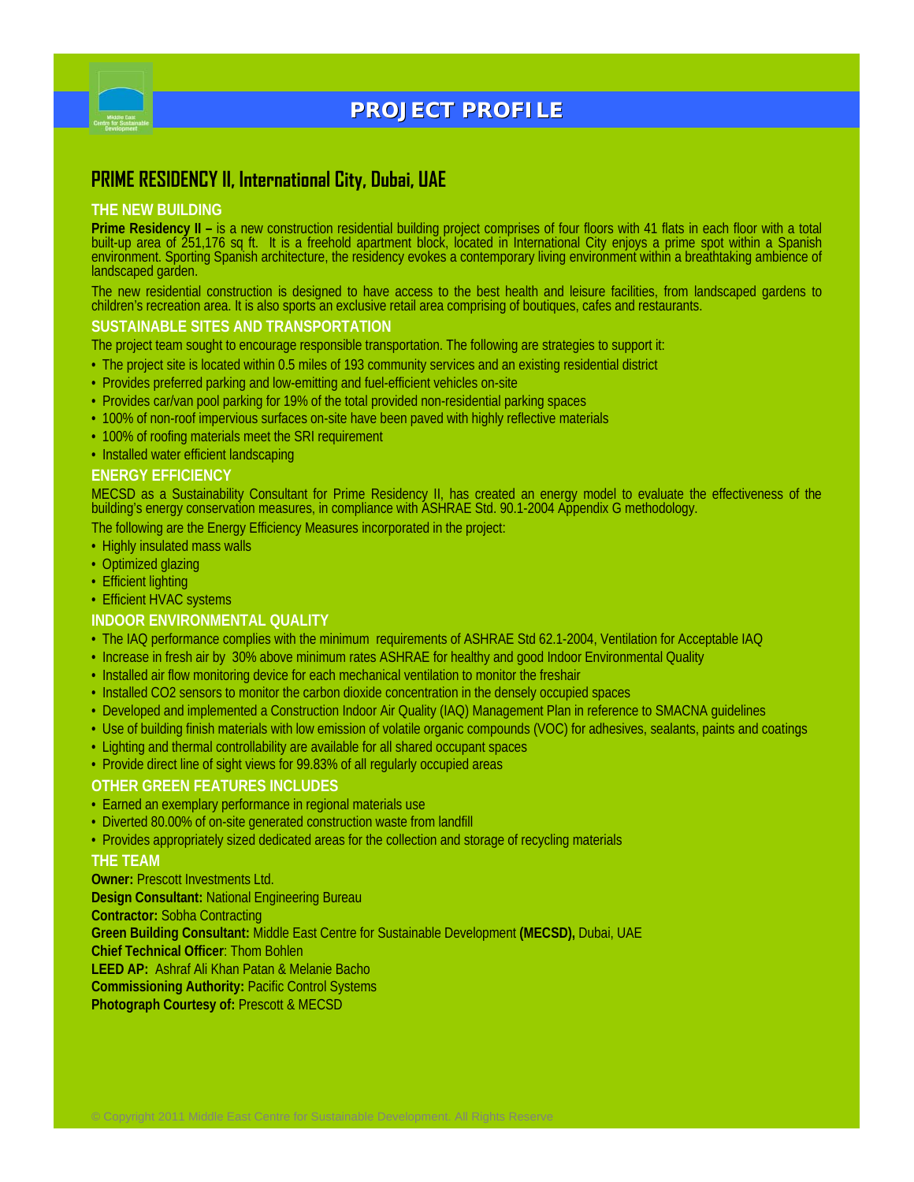# PROJECT PROFILE

## PRIME RESIDENCY II, International City, Dubai, UAE

### THE NEW BUILDING

**Prime Residency II –** is a new construction residential building project comprises of four floors with 41 flats in each floor with a total built-up area of 251,176 sq ft. It is a freehold apartment block, located in International City enjoys a prime spot within a Spanish environment. Sporting Spanish architecture, the residency evokes a contemporary living environment within a breathtaking ambience of landscaped garden.

The new residential construction is designed to have access to the best health and leisure facilities, from landscaped gardens to children's recreation area. It is also sports an exclusive retail area comprising of boutiques, cafes and restaurants.

### SUSTAINABLE SITES AND TRANSPORTATION

The project team sought to encourage responsible transportation. The following are strategies to support it:

- The project site is located within 0.5 miles of 193 community services and an existing residential district
- Provides preferred parking and low-emitting and fuel-efficient vehicles on-site
- Provides car/van pool parking for 19% of the total provided non-residential parking spaces
- 100% of non-roof impervious surfaces on-site have been paved with highly reflective materials
- 100% of roofing materials meet the SRI requirement
- Installed water efficient landscaping

### ENERGY EFFICIENCY

MECSD as a Sustainability Consultant for Prime Residency II, has created an energy model to evaluate the effectiveness of the building's energy conservation measures, in compliance with ASHRAE Std. 90.1-2004 Appendix G methodology.

The following are the Energy Efficiency Measures incorporated in the project:

- Highly insulated mass walls
- Optimized glazing
- Efficient lighting
- Efficient HVAC systems

### INDOOR ENVIRONMENTAL QUALITY

- The IAQ performance complies with the minimum requirements of ASHRAE Std 62.1-2004, Ventilation for Acceptable IAQ
- Increase in fresh air by 30% above minimum rates ASHRAE for healthy and good Indoor Environmental Quality
- Installed air flow monitoring device for each mechanical ventilation to monitor the freshair
- Installed CO2 sensors to monitor the carbon dioxide concentration in the densely occupied spaces
- Developed and implemented a Construction Indoor Air Quality (IAQ) Management Plan in reference to SMACNA guidelines
- Use of building finish materials with low emission of volatile organic compounds (VOC) for adhesives, sealants, paints and coatings
- Lighting and thermal controllability are available for all shared occupant spaces
- Provide direct line of sight views for 99.83% of all regularly occupied areas

### OTHER GREEN FEATURES INCLUDES

- Earned an exemplary performance in regional materials use
- Diverted 80.00% of on-site generated construction waste from landfill
- Provides appropriately sized dedicated areas for the collection and storage of recycling materials

### THE TEAM

**Owner:** Prescott Investments Ltd.
**Design Consultant:** National Engineering Bureau
**Contractor:** Sobha Contracting
**Green Building Consultant:** Middle East Centre for Sustainable Development **(MECSD),** Dubai, UAE
**Chief Technical Officer**: Thom Bohlen
**LEED AP:** Ashraf Ali Khan Patan & Melanie Bacho
**Commissioning Authority:** Pacific Control Systems
**Photograph Courtesy of:** Prescott & MECSD

© Copyright 2011 Middle East Centre for Sustainable Development. All Rights Reserve